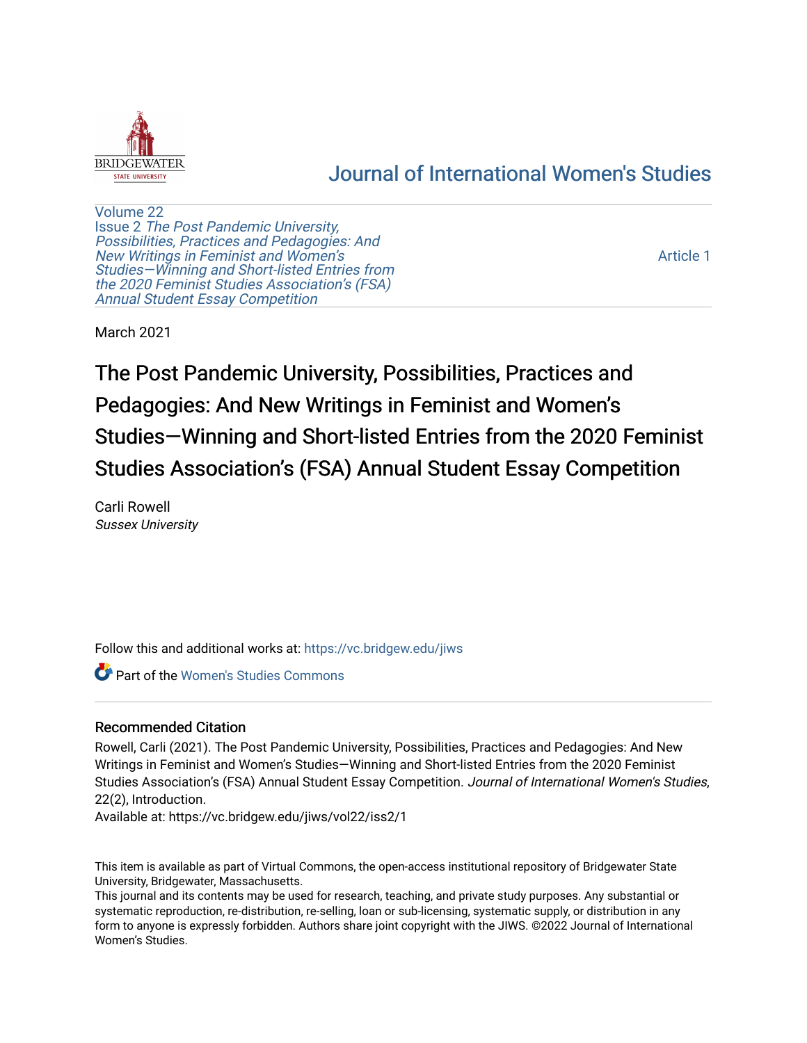Journal of International Women's Studies

Volume 22
Issue 2 *The Post Pandemic University, Possibilities, Practices and Pedagogies: And New Writings in Feminist and Women's Studies—Winning and Short-listed Entries from the 2020 Feminist Studies Association's (FSA) Annual Student Essay Competition*

Article 1

March 2021

# The Post Pandemic University, Possibilities, Practices and Pedagogies: And New Writings in Feminist and Women's Studies—Winning and Short-listed Entries from the 2020 Feminist Studies Association's (FSA) Annual Student Essay Competition

Carli Rowell
*Sussex University*

Follow this and additional works at: https://vc.bridgew.edu/jiws

Part of the Women's Studies Commons

## Recommended Citation

Rowell, Carli (2021). The Post Pandemic University, Possibilities, Practices and Pedagogies: And New Writings in Feminist and Women's Studies—Winning and Short-listed Entries from the 2020 Feminist Studies Association's (FSA) Annual Student Essay Competition. *Journal of International Women's Studies*, 22(2), Introduction.
Available at: https://vc.bridgew.edu/jiws/vol22/iss2/1

This item is available as part of Virtual Commons, the open-access institutional repository of Bridgewater State University, Bridgewater, Massachusetts.
This journal and its contents may be used for research, teaching, and private study purposes. Any substantial or systematic reproduction, re-distribution, re-selling, loan or sub-licensing, systematic supply, or distribution in any form to anyone is expressly forbidden. Authors share joint copyright with the JIWS. ©2022 Journal of International Women's Studies.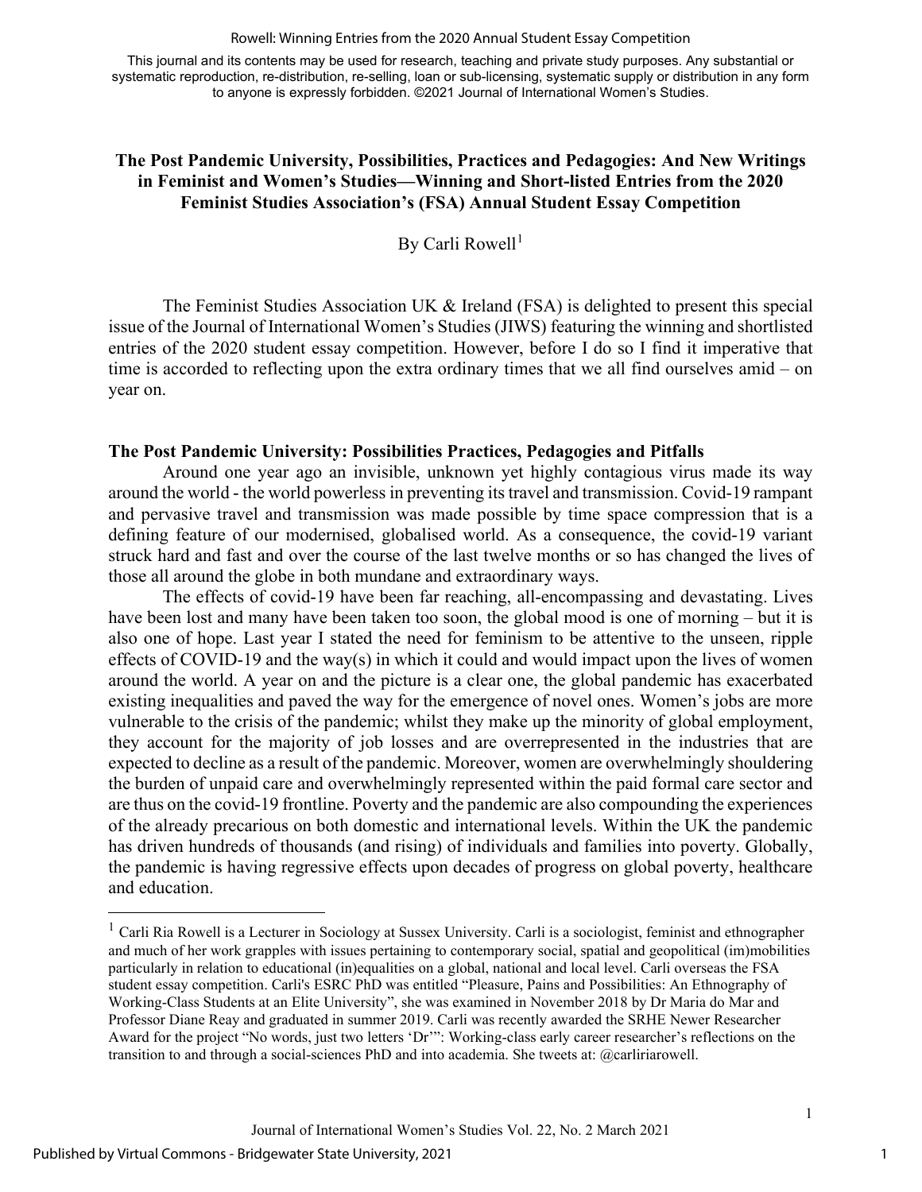# The Post Pandemic University, Possibilities, Practices and Pedagogies: And New Writings in Feminist and Women's Studies—Winning and Short-listed Entries from the 2020 Feminist Studies Association's (FSA) Annual Student Essay Competition

By Carli Rowell[1]

The Feminist Studies Association UK & Ireland (FSA) is delighted to present this special issue of the Journal of International Women's Studies (JIWS) featuring the winning and shortlisted entries of the 2020 student essay competition. However, before I do so I find it imperative that time is accorded to reflecting upon the extra ordinary times that we all find ourselves amid – on year on.

## The Post Pandemic University: Possibilities Practices, Pedagogies and Pitfalls

Around one year ago an invisible, unknown yet highly contagious virus made its way around the world - the world powerless in preventing its travel and transmission. Covid-19 rampant and pervasive travel and transmission was made possible by time space compression that is a defining feature of our modernised, globalised world. As a consequence, the covid-19 variant struck hard and fast and over the course of the last twelve months or so has changed the lives of those all around the globe in both mundane and extraordinary ways.

The effects of covid-19 have been far reaching, all-encompassing and devastating. Lives have been lost and many have been taken too soon, the global mood is one of morning – but it is also one of hope. Last year I stated the need for feminism to be attentive to the unseen, ripple effects of COVID-19 and the way(s) in which it could and would impact upon the lives of women around the world. A year on and the picture is a clear one, the global pandemic has exacerbated existing inequalities and paved the way for the emergence of novel ones. Women's jobs are more vulnerable to the crisis of the pandemic; whilst they make up the minority of global employment, they account for the majority of job losses and are overrepresented in the industries that are expected to decline as a result of the pandemic. Moreover, women are overwhelmingly shouldering the burden of unpaid care and overwhelmingly represented within the paid formal care sector and are thus on the covid-19 frontline. Poverty and the pandemic are also compounding the experiences of the already precarious on both domestic and international levels. Within the UK the pandemic has driven hundreds of thousands (and rising) of individuals and families into poverty. Globally, the pandemic is having regressive effects upon decades of progress on global poverty, healthcare and education.

---

[1] Carli Ria Rowell is a Lecturer in Sociology at Sussex University. Carli is a sociologist, feminist and ethnographer and much of her work grapples with issues pertaining to contemporary social, spatial and geopolitical (im)mobilities particularly in relation to educational (in)equalities on a global, national and local level. Carli overseas the FSA student essay competition. Carli's ESRC PhD was entitled "Pleasure, Pains and Possibilities: An Ethnography of Working-Class Students at an Elite University", she was examined in November 2018 by Dr Maria do Mar and Professor Diane Reay and graduated in summer 2019. Carli was recently awarded the SRHE Newer Researcher Award for the project "No words, just two letters 'Dr'": Working-class early career researcher's reflections on the transition to and through a social-sciences PhD and into academia. She tweets at: @carliriarowell.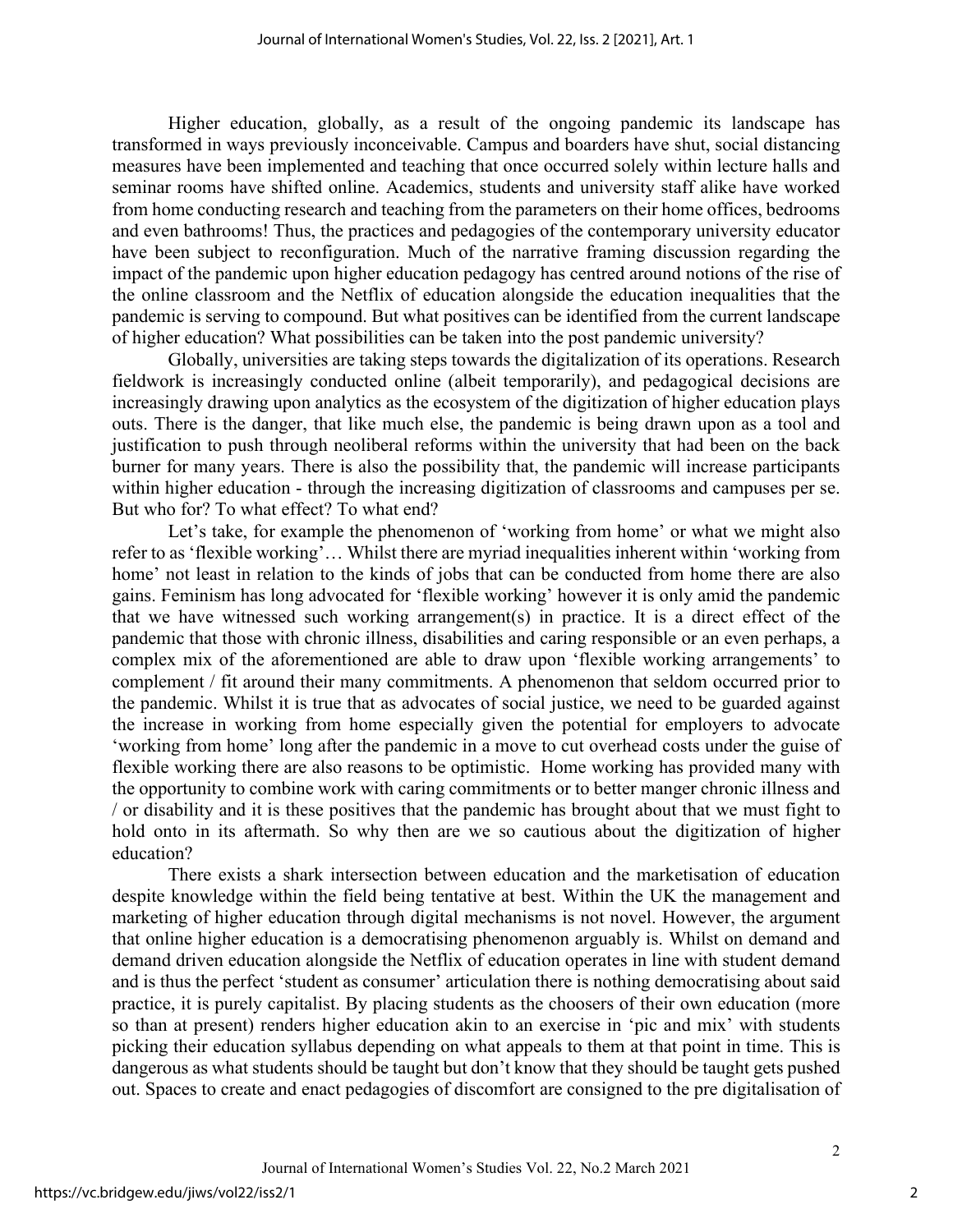Higher education, globally, as a result of the ongoing pandemic its landscape has transformed in ways previously inconceivable. Campus and boarders have shut, social distancing measures have been implemented and teaching that once occurred solely within lecture halls and seminar rooms have shifted online. Academics, students and university staff alike have worked from home conducting research and teaching from the parameters on their home offices, bedrooms and even bathrooms! Thus, the practices and pedagogies of the contemporary university educator have been subject to reconfiguration. Much of the narrative framing discussion regarding the impact of the pandemic upon higher education pedagogy has centred around notions of the rise of the online classroom and the Netflix of education alongside the education inequalities that the pandemic is serving to compound. But what positives can be identified from the current landscape of higher education? What possibilities can be taken into the post pandemic university?

Globally, universities are taking steps towards the digitalization of its operations. Research fieldwork is increasingly conducted online (albeit temporarily), and pedagogical decisions are increasingly drawing upon analytics as the ecosystem of the digitization of higher education plays outs. There is the danger, that like much else, the pandemic is being drawn upon as a tool and justification to push through neoliberal reforms within the university that had been on the back burner for many years. There is also the possibility that, the pandemic will increase participants within higher education - through the increasing digitization of classrooms and campuses per se. But who for? To what effect? To what end?

Let's take, for example the phenomenon of 'working from home' or what we might also refer to as 'flexible working'… Whilst there are myriad inequalities inherent within 'working from home' not least in relation to the kinds of jobs that can be conducted from home there are also gains. Feminism has long advocated for 'flexible working' however it is only amid the pandemic that we have witnessed such working arrangement(s) in practice. It is a direct effect of the pandemic that those with chronic illness, disabilities and caring responsible or an even perhaps, a complex mix of the aforementioned are able to draw upon 'flexible working arrangements' to complement / fit around their many commitments. A phenomenon that seldom occurred prior to the pandemic. Whilst it is true that as advocates of social justice, we need to be guarded against the increase in working from home especially given the potential for employers to advocate 'working from home' long after the pandemic in a move to cut overhead costs under the guise of flexible working there are also reasons to be optimistic. Home working has provided many with the opportunity to combine work with caring commitments or to better manger chronic illness and / or disability and it is these positives that the pandemic has brought about that we must fight to hold onto in its aftermath. So why then are we so cautious about the digitization of higher education?

There exists a shark intersection between education and the marketisation of education despite knowledge within the field being tentative at best. Within the UK the management and marketing of higher education through digital mechanisms is not novel. However, the argument that online higher education is a democratising phenomenon arguably is. Whilst on demand and demand driven education alongside the Netflix of education operates in line with student demand and is thus the perfect 'student as consumer' articulation there is nothing democratising about said practice, it is purely capitalist. By placing students as the choosers of their own education (more so than at present) renders higher education akin to an exercise in 'pic and mix' with students picking their education syllabus depending on what appeals to them at that point in time. This is dangerous as what students should be taught but don't know that they should be taught gets pushed out. Spaces to create and enact pedagogies of discomfort are consigned to the pre digitalisation of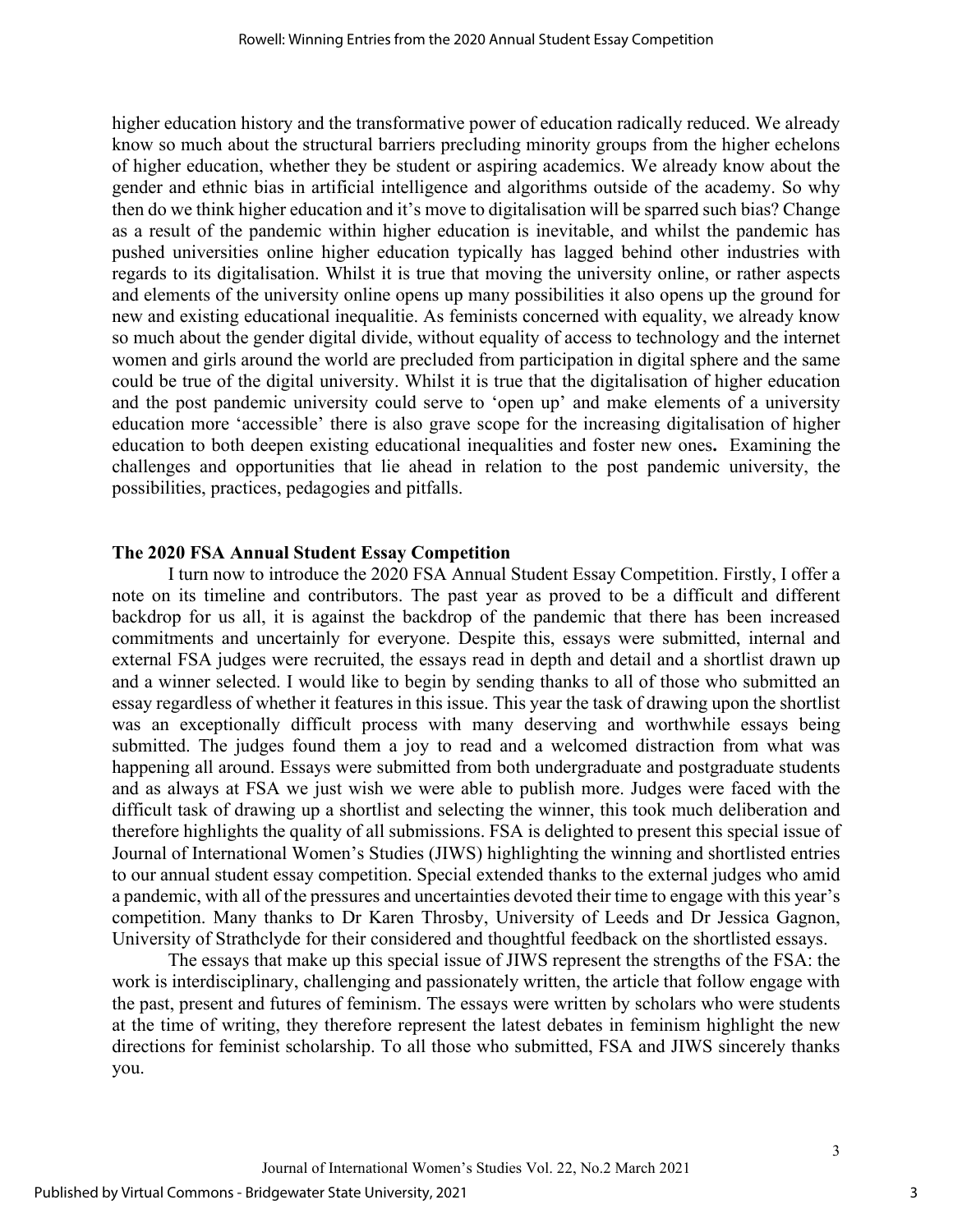higher education history and the transformative power of education radically reduced. We already know so much about the structural barriers precluding minority groups from the higher echelons of higher education, whether they be student or aspiring academics. We already know about the gender and ethnic bias in artificial intelligence and algorithms outside of the academy. So why then do we think higher education and it's move to digitalisation will be spared such bias? Change as a result of the pandemic within higher education is inevitable, and whilst the pandemic has pushed universities online higher education typically has lagged behind other industries with regards to its digitalisation. Whilst it is true that moving the university online, or rather aspects and elements of the university online opens up many possibilities it also opens up the ground for new and existing educational inequalitie. As feminists concerned with equality, we already know so much about the gender digital divide, without equality of access to technology and the internet women and girls around the world are precluded from participation in digital sphere and the same could be true of the digital university. Whilst it is true that the digitalisation of higher education and the post pandemic university could serve to 'open up' and make elements of a university education more 'accessible' there is also grave scope for the increasing digitalisation of higher education to both deepen existing educational inequalities and foster new ones**.** Examining the challenges and opportunities that lie ahead in relation to the post pandemic university, the possibilities, practices, pedagogies and pitfalls.

## The 2020 FSA Annual Student Essay Competition

I turn now to introduce the 2020 FSA Annual Student Essay Competition. Firstly, I offer a note on its timeline and contributors. The past year as proved to be a difficult and different backdrop for us all, it is against the backdrop of the pandemic that there has been increased commitments and uncertainly for everyone. Despite this, essays were submitted, internal and external FSA judges were recruited, the essays read in depth and detail and a shortlist drawn up and a winner selected. I would like to begin by sending thanks to all of those who submitted an essay regardless of whether it features in this issue. This year the task of drawing upon the shortlist was an exceptionally difficult process with many deserving and worthwhile essays being submitted. The judges found them a joy to read and a welcomed distraction from what was happening all around. Essays were submitted from both undergraduate and postgraduate students and as always at FSA we just wish we were able to publish more. Judges were faced with the difficult task of drawing up a shortlist and selecting the winner, this took much deliberation and therefore highlights the quality of all submissions. FSA is delighted to present this special issue of Journal of International Women's Studies (JIWS) highlighting the winning and shortlisted entries to our annual student essay competition. Special extended thanks to the external judges who amid a pandemic, with all of the pressures and uncertainties devoted their time to engage with this year's competition. Many thanks to Dr Karen Throsby, University of Leeds and Dr Jessica Gagnon, University of Strathclyde for their considered and thoughtful feedback on the shortlisted essays.

The essays that make up this special issue of JIWS represent the strengths of the FSA: the work is interdisciplinary, challenging and passionately written, the article that follow engage with the past, present and futures of feminism. The essays were written by scholars who were students at the time of writing, they therefore represent the latest debates in feminism highlight the new directions for feminist scholarship. To all those who submitted, FSA and JIWS sincerely thanks you.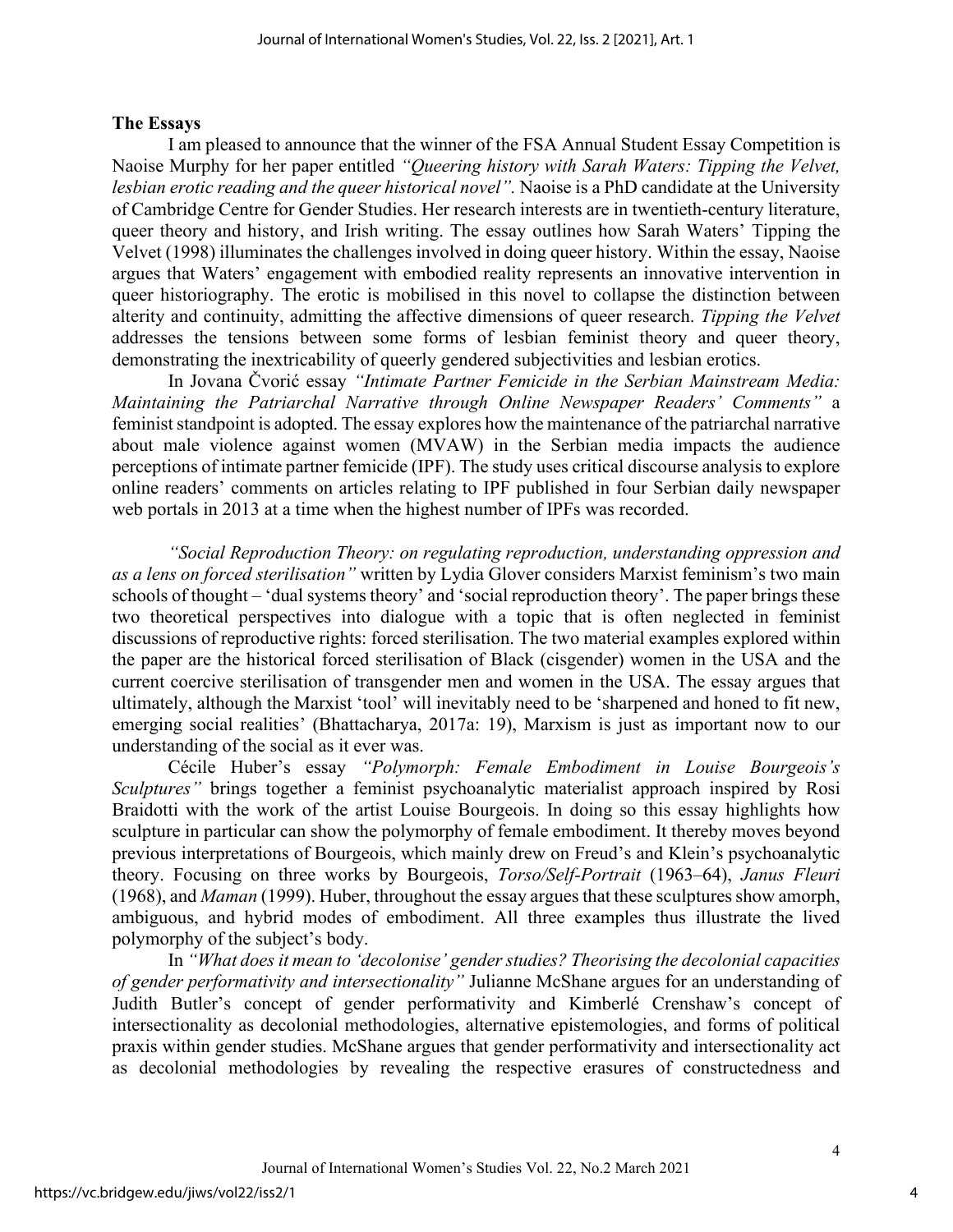**The Essays**

I am pleased to announce that the winner of the FSA Annual Student Essay Competition is Naoise Murphy for her paper entitled *"Queering history with Sarah Waters: Tipping the Velvet, lesbian erotic reading and the queer historical novel"*. Naoise is a PhD candidate at the University of Cambridge Centre for Gender Studies. Her research interests are in twentieth-century literature, queer theory and history, and Irish writing. The essay outlines how Sarah Waters' Tipping the Velvet (1998) illuminates the challenges involved in doing queer history. Within the essay, Naoise argues that Waters' engagement with embodied reality represents an innovative intervention in queer historiography. The erotic is mobilised in this novel to collapse the distinction between alterity and continuity, admitting the affective dimensions of queer research. *Tipping the Velvet* addresses the tensions between some forms of lesbian feminist theory and queer theory, demonstrating the inextricability of queerly gendered subjectivities and lesbian erotics.

In Jovana Čvorić essay *"Intimate Partner Femicide in the Serbian Mainstream Media: Maintaining the Patriarchal Narrative through Online Newspaper Readers' Comments"* a feminist standpoint is adopted. The essay explores how the maintenance of the patriarchal narrative about male violence against women (MVAW) in the Serbian media impacts the audience perceptions of intimate partner femicide (IPF). The study uses critical discourse analysis to explore online readers' comments on articles relating to IPF published in four Serbian daily newspaper web portals in 2013 at a time when the highest number of IPFs was recorded.

*"Social Reproduction Theory: on regulating reproduction, understanding oppression and as a lens on forced sterilisation"* written by Lydia Glover considers Marxist feminism's two main schools of thought – 'dual systems theory' and 'social reproduction theory'. The paper brings these two theoretical perspectives into dialogue with a topic that is often neglected in feminist discussions of reproductive rights: forced sterilisation. The two material examples explored within the paper are the historical forced sterilisation of Black (cisgender) women in the USA and the current coercive sterilisation of transgender men and women in the USA. The essay argues that ultimately, although the Marxist 'tool' will inevitably need to be 'sharpened and honed to fit new, emerging social realities' (Bhattacharya, 2017a: 19), Marxism is just as important now to our understanding of the social as it ever was.

Cécile Huber's essay *"Polymorph: Female Embodiment in Louise Bourgeois's Sculptures"* brings together a feminist psychoanalytic materialist approach inspired by Rosi Braidotti with the work of the artist Louise Bourgeois. In doing so this essay highlights how sculpture in particular can show the polymorphy of female embodiment. It thereby moves beyond previous interpretations of Bourgeois, which mainly drew on Freud's and Klein's psychoanalytic theory. Focusing on three works by Bourgeois, *Torso/Self-Portrait* (1963–64), *Janus Fleuri* (1968), and *Maman* (1999). Huber, throughout the essay argues that these sculptures show amorph, ambiguous, and hybrid modes of embodiment. All three examples thus illustrate the lived polymorphy of the subject's body.

In *"What does it mean to 'decolonise' gender studies? Theorising the decolonial capacities of gender performativity and intersectionality"* Julianne McShane argues for an understanding of Judith Butler's concept of gender performativity and Kimberlé Crenshaw's concept of intersectionality as decolonial methodologies, alternative epistemologies, and forms of political praxis within gender studies. McShane argues that gender performativity and intersectionality act as decolonial methodologies by revealing the respective erasures of constructedness and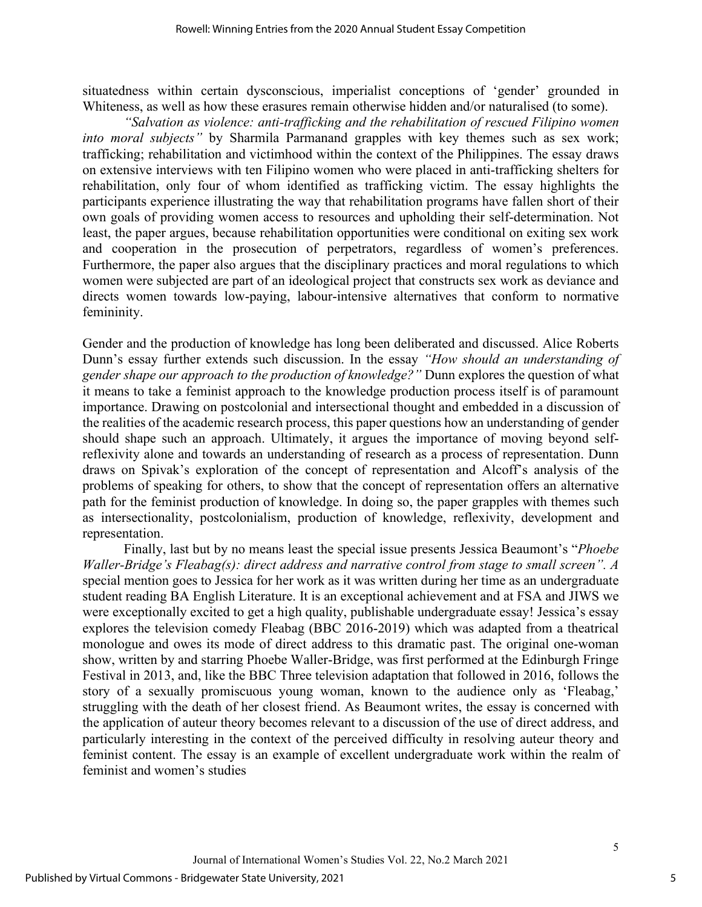situatedness within certain dysconscious, imperialist conceptions of 'gender' grounded in Whiteness, as well as how these erasures remain otherwise hidden and/or naturalised (to some).

*"Salvation as violence: anti-trafficking and the rehabilitation of rescued Filipino women into moral subjects"* by Sharmila Parmanand grapples with key themes such as sex work; trafficking; rehabilitation and victimhood within the context of the Philippines. The essay draws on extensive interviews with ten Filipino women who were placed in anti-trafficking shelters for rehabilitation, only four of whom identified as trafficking victim. The essay highlights the participants experience illustrating the way that rehabilitation programs have fallen short of their own goals of providing women access to resources and upholding their self-determination. Not least, the paper argues, because rehabilitation opportunities were conditional on exiting sex work and cooperation in the prosecution of perpetrators, regardless of women's preferences. Furthermore, the paper also argues that the disciplinary practices and moral regulations to which women were subjected are part of an ideological project that constructs sex work as deviance and directs women towards low-paying, labour-intensive alternatives that conform to normative femininity.

Gender and the production of knowledge has long been deliberated and discussed. Alice Roberts Dunn's essay further extends such discussion. In the essay *"How should an understanding of gender shape our approach to the production of knowledge?"* Dunn explores the question of what it means to take a feminist approach to the knowledge production process itself is of paramount importance. Drawing on postcolonial and intersectional thought and embedded in a discussion of the realities of the academic research process, this paper questions how an understanding of gender should shape such an approach. Ultimately, it argues the importance of moving beyond self-reflexivity alone and towards an understanding of research as a process of representation. Dunn draws on Spivak's exploration of the concept of representation and Alcoff's analysis of the problems of speaking for others, to show that the concept of representation offers an alternative path for the feminist production of knowledge. In doing so, the paper grapples with themes such as intersectionality, postcolonialism, production of knowledge, reflexivity, development and representation.

Finally, last but by no means least the special issue presents Jessica Beaumont's "*Phoebe Waller-Bridge's Fleabag(s): direct address and narrative control from stage to small screen". A* special mention goes to Jessica for her work as it was written during her time as an undergraduate student reading BA English Literature. It is an exceptional achievement and at FSA and JIWS we were exceptionally excited to get a high quality, publishable undergraduate essay! Jessica's essay explores the television comedy Fleabag (BBC 2016-2019) which was adapted from a theatrical monologue and owes its mode of direct address to this dramatic past. The original one-woman show, written by and starring Phoebe Waller-Bridge, was first performed at the Edinburgh Fringe Festival in 2013, and, like the BBC Three television adaptation that followed in 2016, follows the story of a sexually promiscuous young woman, known to the audience only as 'Fleabag,' struggling with the death of her closest friend. As Beaumont writes, the essay is concerned with the application of auteur theory becomes relevant to a discussion of the use of direct address, and particularly interesting in the context of the perceived difficulty in resolving auteur theory and feminist content. The essay is an example of excellent undergraduate work within the realm of feminist and women's studies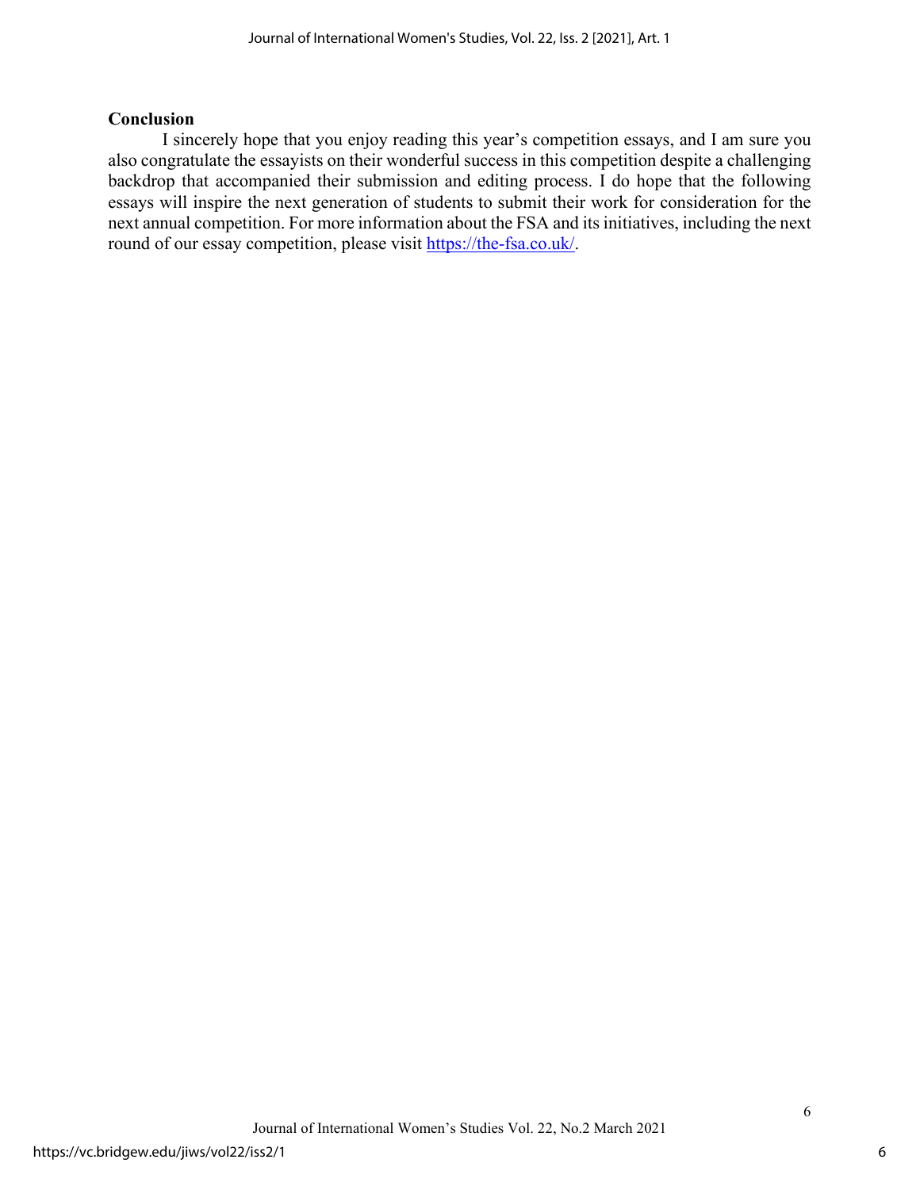## Conclusion

I sincerely hope that you enjoy reading this year's competition essays, and I am sure you also congratulate the essayists on their wonderful success in this competition despite a challenging backdrop that accompanied their submission and editing process. I do hope that the following essays will inspire the next generation of students to submit their work for consideration for the next annual competition. For more information about the FSA and its initiatives, including the next round of our essay competition, please visit https://the-fsa.co.uk/.